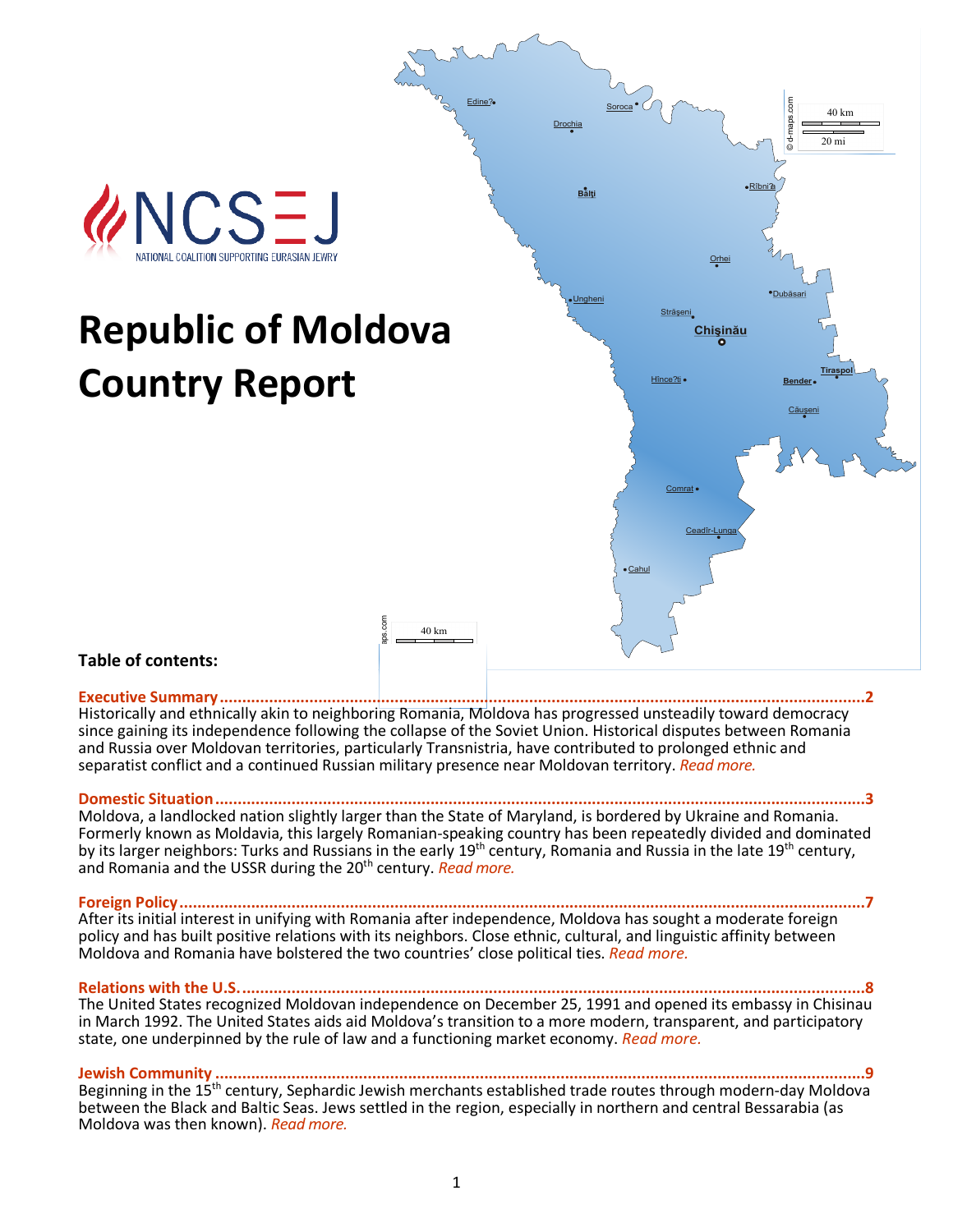NCSEJ

NATIONAL COALITION SUPPORTING EURASIAN JEWRY

# Republic of Moldova Country Report

**Table of contents:**

**Executive Summary ........................................................................................................................2**

Historically and ethnically akin to neighboring Romania, Moldova has progressed unsteadily toward democracy since gaining its independence following the collapse of the Soviet Union. Historical disputes between Romania and Russia over Moldovan territories, particularly Transnistria, have contributed to prolonged ethnic and separatist conflict and a continued Russian military presence near Moldovan territory. *Read more.*

**Domestic Situation ........................................................................................................................3**

Moldova, a landlocked nation slightly larger than the State of Maryland, is bordered by Ukraine and Romania. Formerly known as Moldavia, this largely Romanian-speaking country has been repeatedly divided and dominated by its larger neighbors: Turks and Russians in the early 19th century, Romania and Russia in the late 19th century, and Romania and the USSR during the 20th century. *Read more.*

**Foreign Policy ..............................................................................................................................7**

After its initial interest in unifying with Romania after independence, Moldova has sought a moderate foreign policy and has built positive relations with its neighbors. Close ethnic, cultural, and linguistic affinity between Moldova and Romania have bolstered the two countries' close political ties. *Read more.*

**Relations with the U.S. ...................................................................................................................8**

The United States recognized Moldovan independence on December 25, 1991 and opened its embassy in Chisinau in March 1992. The United States aids aid Moldova's transition to a more modern, transparent, and participatory state, one underpinned by the rule of law and a functioning market economy. *Read more.*

**Jewish Community ........................................................................................................................9**

Beginning in the 15th century, Sephardic Jewish merchants established trade routes through modern-day Moldova between the Black and Baltic Seas. Jews settled in the region, especially in northern and central Bessarabia (as Moldova was then known). *Read more.*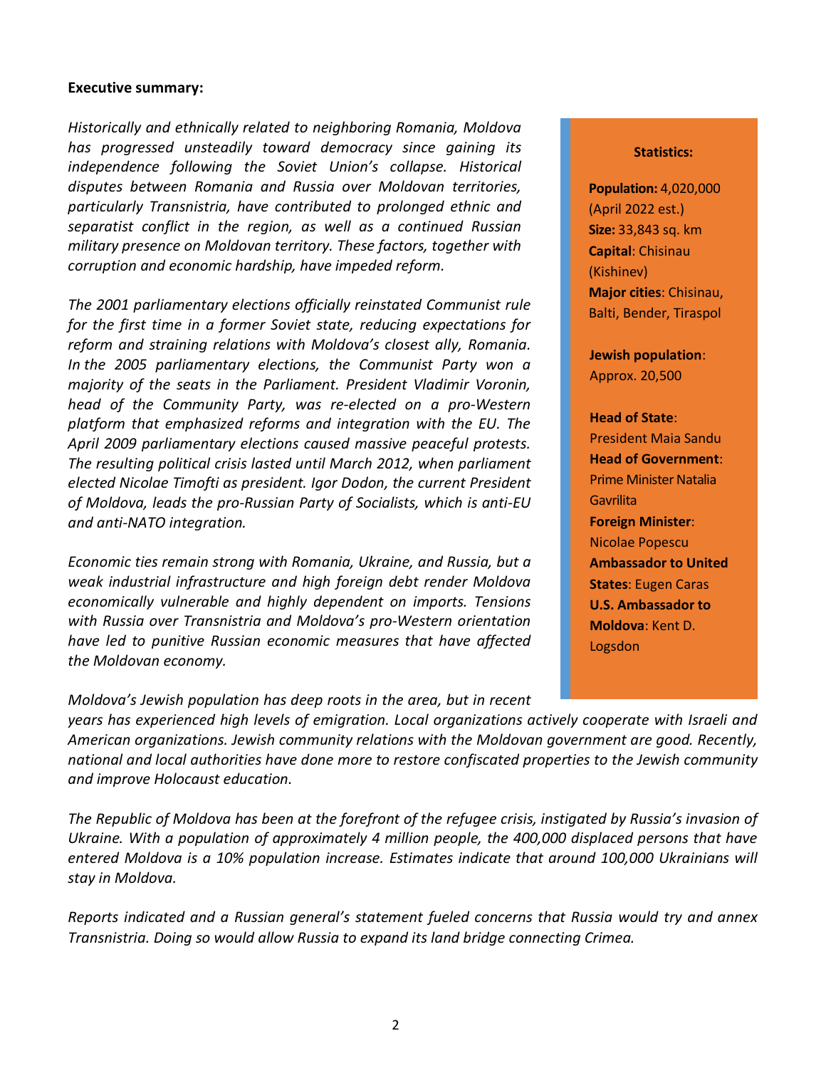**Executive summary:**

*Historically and ethnically related to neighboring Romania, Moldova has progressed unsteadily toward democracy since gaining its independence following the Soviet Union's collapse. Historical disputes between Romania and Russia over Moldovan territories, particularly Transnistria, have contributed to prolonged ethnic and separatist conflict in the region, as well as a continued Russian military presence on Moldovan territory. These factors, together with corruption and economic hardship, have impeded reform.*

*The 2001 parliamentary elections officially reinstated Communist rule for the first time in a former Soviet state, reducing expectations for reform and straining relations with Moldova's closest ally, Romania. In the 2005 parliamentary elections, the Communist Party won a majority of the seats in the Parliament. President Vladimir Voronin, head of the Community Party, was re-elected on a pro-Western platform that emphasized reforms and integration with the EU. The April 2009 parliamentary elections caused massive peaceful protests. The resulting political crisis lasted until March 2012, when parliament elected Nicolae Timofti as president. Igor Dodon, the current President of Moldova, leads the pro-Russian Party of Socialists, which is anti-EU and anti-NATO integration.*

*Economic ties remain strong with Romania, Ukraine, and Russia, but a weak industrial infrastructure and high foreign debt render Moldova economically vulnerable and highly dependent on imports. Tensions with Russia over Transnistria and Moldova's pro-Western orientation have led to punitive Russian economic measures that have affected the Moldovan economy.*

*Moldova's Jewish population has deep roots in the area, but in recent years has experienced high levels of emigration. Local organizations actively cooperate with Israeli and American organizations. Jewish community relations with the Moldovan government are good. Recently, national and local authorities have done more to restore confiscated properties to the Jewish community and improve Holocaust education.*

*The Republic of Moldova has been at the forefront of the refugee crisis, instigated by Russia's invasion of Ukraine. With a population of approximately 4 million people, the 400,000 displaced persons that have entered Moldova is a 10% population increase. Estimates indicate that around 100,000 Ukrainians will stay in Moldova.*

*Reports indicated and a Russian general's statement fueled concerns that Russia would try and annex Transnistria. Doing so would allow Russia to expand its land bridge connecting Crimea.*

**Statistics:**

**Population:** 4,020,000 (April 2022 est.)
**Size:** 33,843 sq. km
**Capital**: Chisinau (Kishinev)
**Major cities**: Chisinau, Balti, Bender, Tiraspol

**Jewish population**: Approx. 20,500

**Head of State**: President Maia Sandu
**Head of Government**: Prime Minister Natalia Gavrilita
**Foreign Minister**: Nicolae Popescu
**Ambassador to United States**: Eugen Caras
**U.S. Ambassador to Moldova**: Kent D. Logsdon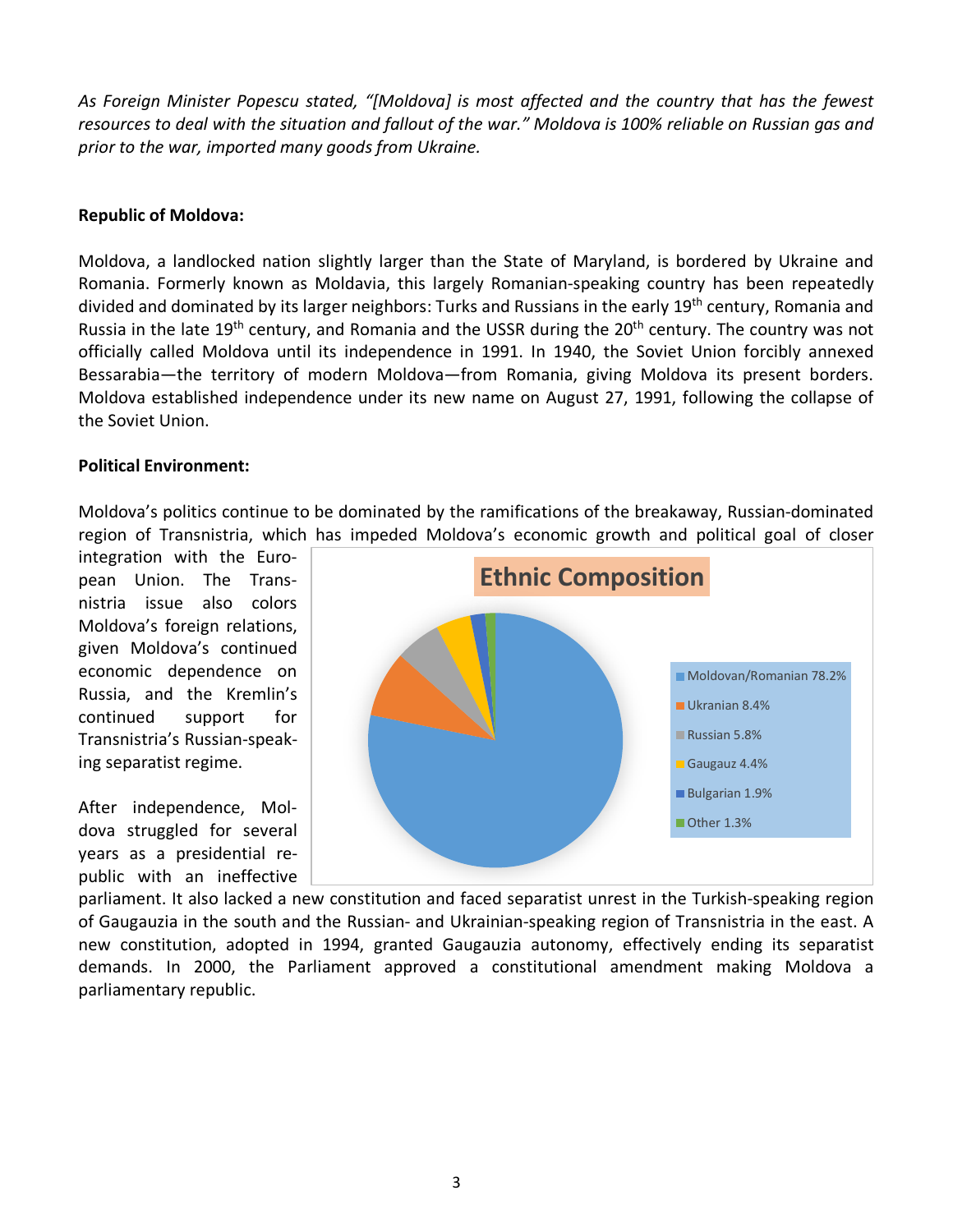*As Foreign Minister Popescu stated, "[Moldova] is most affected and the country that has the fewest resources to deal with the situation and fallout of the war." Moldova is 100% reliable on Russian gas and prior to the war, imported many goods from Ukraine.*

**Republic of Moldova:**

Moldova, a landlocked nation slightly larger than the State of Maryland, is bordered by Ukraine and Romania. Formerly known as Moldavia, this largely Romanian-speaking country has been repeatedly divided and dominated by its larger neighbors: Turks and Russians in the early 19th century, Romania and Russia in the late 19th century, and Romania and the USSR during the 20th century. The country was not officially called Moldova until its independence in 1991. In 1940, the Soviet Union forcibly annexed Bessarabia—the territory of modern Moldova—from Romania, giving Moldova its present borders. Moldova established independence under its new name on August 27, 1991, following the collapse of the Soviet Union.

**Political Environment:**

Moldova's politics continue to be dominated by the ramifications of the breakaway, Russian-dominated region of Transnistria, which has impeded Moldova's economic growth and political goal of closer integration with the European Union. The Transnistria issue also colors Moldova's foreign relations, given Moldova's continued economic dependence on Russia, and the Kremlin's continued support for Transnistria's Russian-speaking separatist regime.

**Ethnic Composition**

| Ethnic group | Share |
|---|---|
| Moldovan/Romanian | 78.2% |
| Ukranian | 8.4% |
| Russian | 5.8% |
| Gaugauz | 4.4% |
| Bulgarian | 1.9% |
| Other | 1.3% |

After independence, Moldova struggled for several years as a presidential republic with an ineffective parliament. It also lacked a new constitution and faced separatist unrest in the Turkish-speaking region of Gaugauzia in the south and the Russian- and Ukrainian-speaking region of Transnistria in the east. A new constitution, adopted in 1994, granted Gaugauzia autonomy, effectively ending its separatist demands. In 2000, the Parliament approved a constitutional amendment making Moldova a parliamentary republic.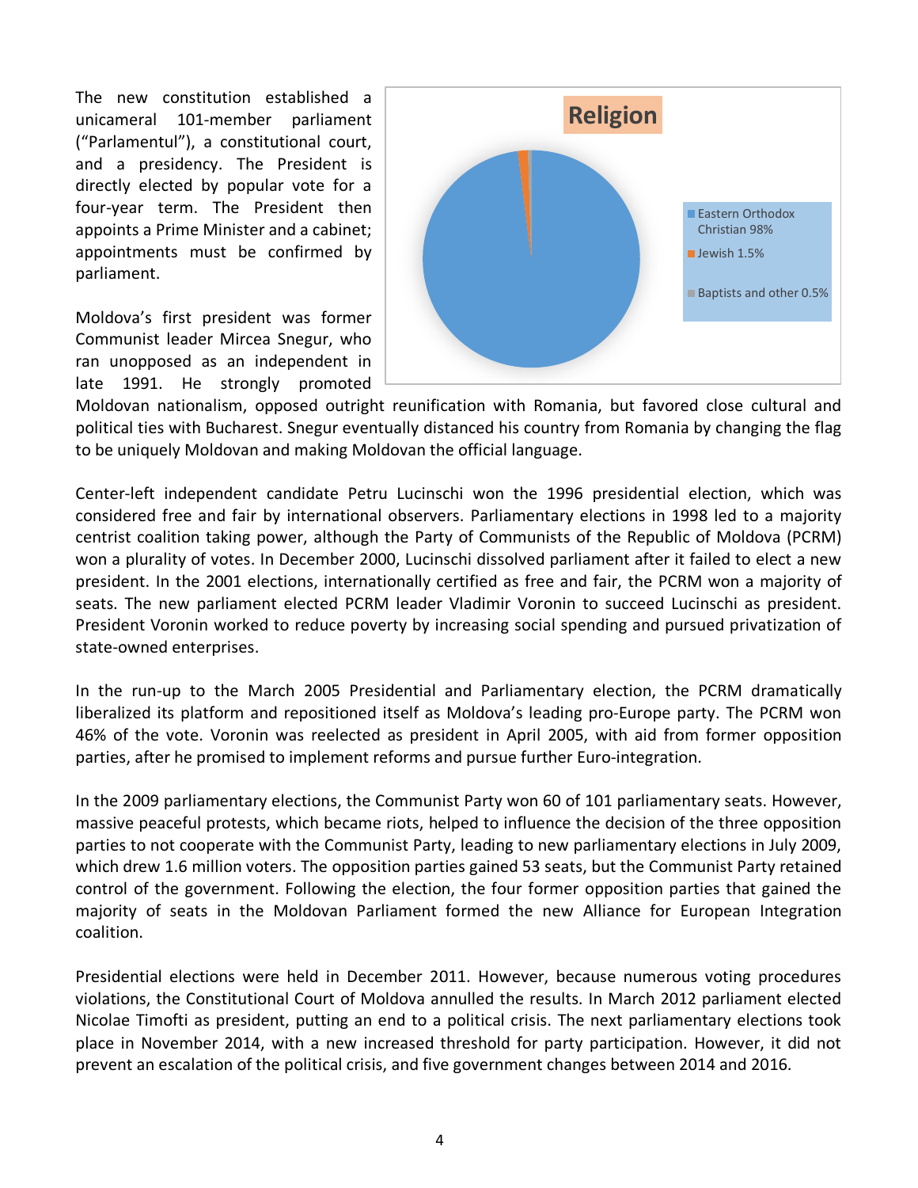The new constitution established a unicameral 101-member parliament ("Parlamentul"), a constitutional court, and a presidency. The President is directly elected by popular vote for a four-year term. The President then appoints a Prime Minister and a cabinet; appointments must be confirmed by parliament.

**Religion**

- Eastern Orthodox Christian 98%
- Jewish 1.5%
- Baptists and other 0.5%

Moldova's first president was former Communist leader Mircea Snegur, who ran unopposed as an independent in late 1991. He strongly promoted Moldovan nationalism, opposed outright reunification with Romania, but favored close cultural and political ties with Bucharest. Snegur eventually distanced his country from Romania by changing the flag to be uniquely Moldovan and making Moldovan the official language.

Center-left independent candidate Petru Lucinschi won the 1996 presidential election, which was considered free and fair by international observers. Parliamentary elections in 1998 led to a majority centrist coalition taking power, although the Party of Communists of the Republic of Moldova (PCRM) won a plurality of votes. In December 2000, Lucinschi dissolved parliament after it failed to elect a new president. In the 2001 elections, internationally certified as free and fair, the PCRM won a majority of seats. The new parliament elected PCRM leader Vladimir Voronin to succeed Lucinschi as president. President Voronin worked to reduce poverty by increasing social spending and pursued privatization of state-owned enterprises.

In the run-up to the March 2005 Presidential and Parliamentary election, the PCRM dramatically liberalized its platform and repositioned itself as Moldova's leading pro-Europe party. The PCRM won 46% of the vote. Voronin was reelected as president in April 2005, with aid from former opposition parties, after he promised to implement reforms and pursue further Euro-integration.

In the 2009 parliamentary elections, the Communist Party won 60 of 101 parliamentary seats. However, massive peaceful protests, which became riots, helped to influence the decision of the three opposition parties to not cooperate with the Communist Party, leading to new parliamentary elections in July 2009, which drew 1.6 million voters. The opposition parties gained 53 seats, but the Communist Party retained control of the government. Following the election, the four former opposition parties that gained the majority of seats in the Moldovan Parliament formed the new Alliance for European Integration coalition.

Presidential elections were held in December 2011. However, because numerous voting procedures violations, the Constitutional Court of Moldova annulled the results. In March 2012 parliament elected Nicolae Timofti as president, putting an end to a political crisis. The next parliamentary elections took place in November 2014, with a new increased threshold for party participation. However, it did not prevent an escalation of the political crisis, and five government changes between 2014 and 2016.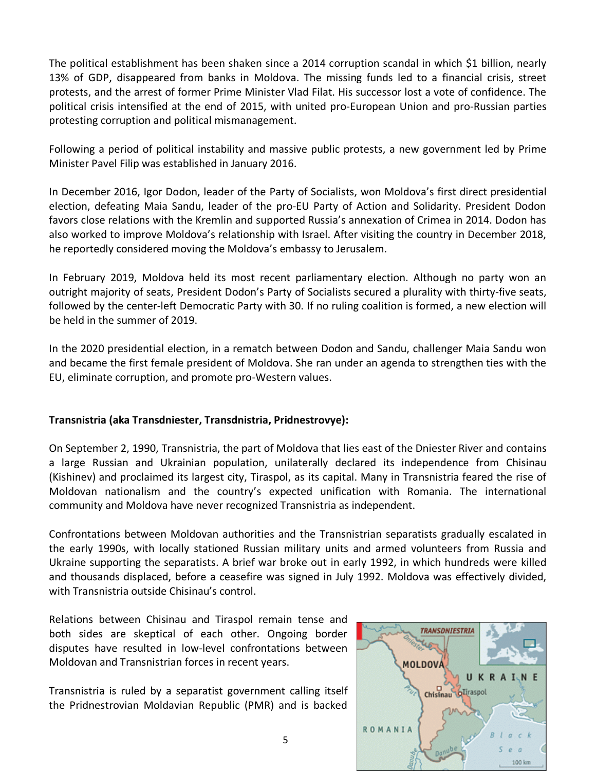The political establishment has been shaken since a 2014 corruption scandal in which $1 billion, nearly 13% of GDP, disappeared from banks in Moldova. The missing funds led to a financial crisis, street protests, and the arrest of former Prime Minister Vlad Filat. His successor lost a vote of confidence. The political crisis intensified at the end of 2015, with united pro-European Union and pro-Russian parties protesting corruption and political mismanagement.

Following a period of political instability and massive public protests, a new government led by Prime Minister Pavel Filip was established in January 2016.

In December 2016, Igor Dodon, leader of the Party of Socialists, won Moldova's first direct presidential election, defeating Maia Sandu, leader of the pro-EU Party of Action and Solidarity. President Dodon favors close relations with the Kremlin and supported Russia's annexation of Crimea in 2014. Dodon has also worked to improve Moldova's relationship with Israel. After visiting the country in December 2018, he reportedly considered moving the Moldova's embassy to Jerusalem.

In February 2019, Moldova held its most recent parliamentary election. Although no party won an outright majority of seats, President Dodon's Party of Socialists secured a plurality with thirty-five seats, followed by the center-left Democratic Party with 30. If no ruling coalition is formed, a new election will be held in the summer of 2019.

In the 2020 presidential election, in a rematch between Dodon and Sandu, challenger Maia Sandu won and became the first female president of Moldova. She ran under an agenda to strengthen ties with the EU, eliminate corruption, and promote pro-Western values.

**Transnistria (aka Transdniester, Transdnistria, Pridnestrovye):**

On September 2, 1990, Transnistria, the part of Moldova that lies east of the Dniester River and contains a large Russian and Ukrainian population, unilaterally declared its independence from Chisinau (Kishinev) and proclaimed its largest city, Tiraspol, as its capital. Many in Transnistria feared the rise of Moldovan nationalism and the country's expected unification with Romania. The international community and Moldova have never recognized Transnistria as independent.

Confrontations between Moldovan authorities and the Transnistrian separatists gradually escalated in the early 1990s, with locally stationed Russian military units and armed volunteers from Russia and Ukraine supporting the separatists. A brief war broke out in early 1992, in which hundreds were killed and thousands displaced, before a ceasefire was signed in July 1992. Moldova was effectively divided, with Transnistria outside Chisinau's control.

Relations between Chisinau and Tiraspol remain tense and both sides are skeptical of each other. Ongoing border disputes have resulted in low-level confrontations between Moldovan and Transnistrian forces in recent years.

Transnistria is ruled by a separatist government calling itself the Pridnestrovian Moldavian Republic (PMR) and is backed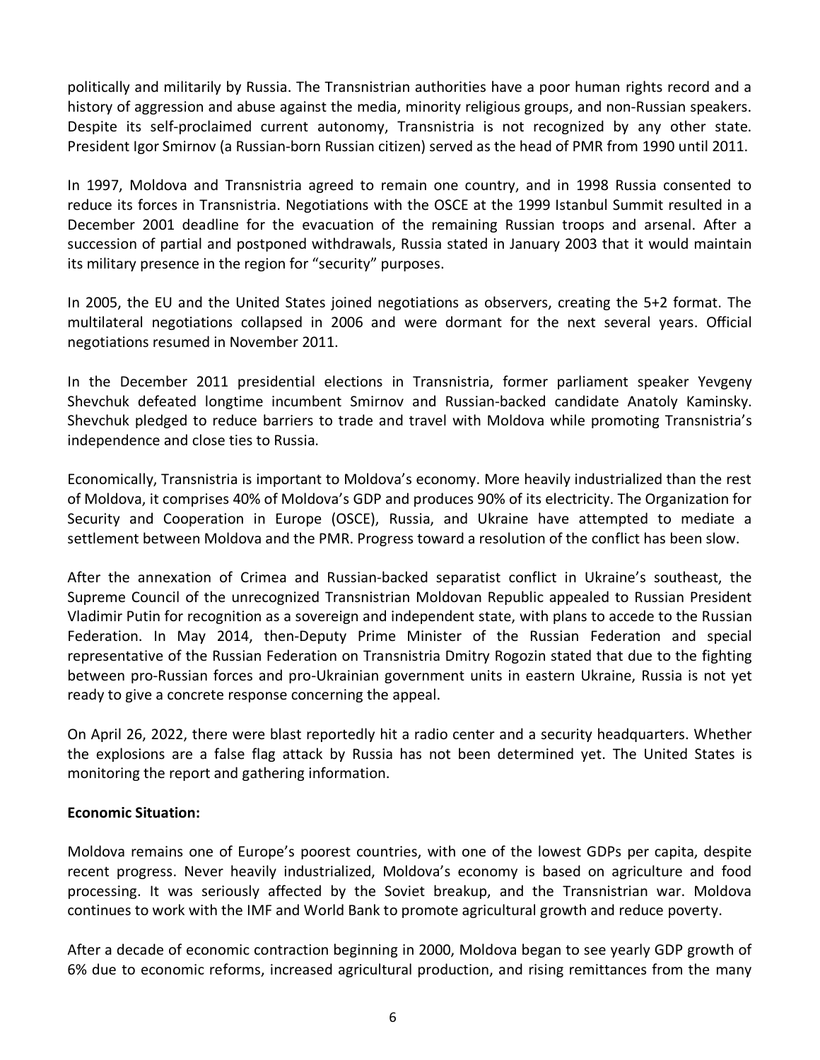politically and militarily by Russia. The Transnistrian authorities have a poor human rights record and a history of aggression and abuse against the media, minority religious groups, and non-Russian speakers. Despite its self-proclaimed current autonomy, Transnistria is not recognized by any other state. President Igor Smirnov (a Russian-born Russian citizen) served as the head of PMR from 1990 until 2011.

In 1997, Moldova and Transnistria agreed to remain one country, and in 1998 Russia consented to reduce its forces in Transnistria. Negotiations with the OSCE at the 1999 Istanbul Summit resulted in a December 2001 deadline for the evacuation of the remaining Russian troops and arsenal. After a succession of partial and postponed withdrawals, Russia stated in January 2003 that it would maintain its military presence in the region for "security" purposes.

In 2005, the EU and the United States joined negotiations as observers, creating the 5+2 format. The multilateral negotiations collapsed in 2006 and were dormant for the next several years. Official negotiations resumed in November 2011.

In the December 2011 presidential elections in Transnistria, former parliament speaker Yevgeny Shevchuk defeated longtime incumbent Smirnov and Russian-backed candidate Anatoly Kaminsky. Shevchuk pledged to reduce barriers to trade and travel with Moldova while promoting Transnistria's independence and close ties to Russia.

Economically, Transnistria is important to Moldova's economy. More heavily industrialized than the rest of Moldova, it comprises 40% of Moldova's GDP and produces 90% of its electricity. The Organization for Security and Cooperation in Europe (OSCE), Russia, and Ukraine have attempted to mediate a settlement between Moldova and the PMR. Progress toward a resolution of the conflict has been slow.

After the annexation of Crimea and Russian-backed separatist conflict in Ukraine's southeast, the Supreme Council of the unrecognized Transnistrian Moldovan Republic appealed to Russian President Vladimir Putin for recognition as a sovereign and independent state, with plans to accede to the Russian Federation. In May 2014, then-Deputy Prime Minister of the Russian Federation and special representative of the Russian Federation on Transnistria Dmitry Rogozin stated that due to the fighting between pro-Russian forces and pro-Ukrainian government units in eastern Ukraine, Russia is not yet ready to give a concrete response concerning the appeal.

On April 26, 2022, there were blast reportedly hit a radio center and a security headquarters. Whether the explosions are a false flag attack by Russia has not been determined yet. The United States is monitoring the report and gathering information.

**Economic Situation:**

Moldova remains one of Europe's poorest countries, with one of the lowest GDPs per capita, despite recent progress. Never heavily industrialized, Moldova's economy is based on agriculture and food processing. It was seriously affected by the Soviet breakup, and the Transnistrian war. Moldova continues to work with the IMF and World Bank to promote agricultural growth and reduce poverty.

After a decade of economic contraction beginning in 2000, Moldova began to see yearly GDP growth of 6% due to economic reforms, increased agricultural production, and rising remittances from the many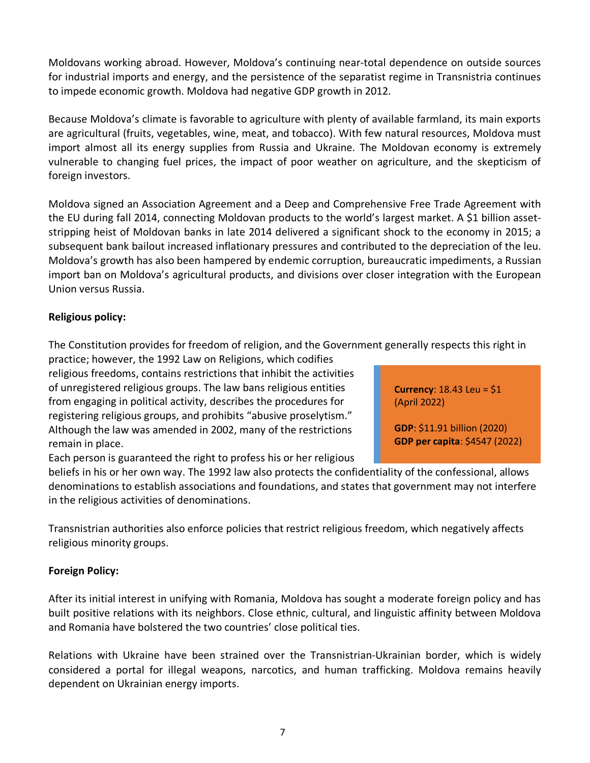Moldovans working abroad. However, Moldova's continuing near-total dependence on outside sources for industrial imports and energy, and the persistence of the separatist regime in Transnistria continues to impede economic growth. Moldova had negative GDP growth in 2012.

Because Moldova's climate is favorable to agriculture with plenty of available farmland, its main exports are agricultural (fruits, vegetables, wine, meat, and tobacco). With few natural resources, Moldova must import almost all its energy supplies from Russia and Ukraine. The Moldovan economy is extremely vulnerable to changing fuel prices, the impact of poor weather on agriculture, and the skepticism of foreign investors.

Moldova signed an Association Agreement and a Deep and Comprehensive Free Trade Agreement with the EU during fall 2014, connecting Moldovan products to the world's largest market. A $1 billion asset-stripping heist of Moldovan banks in late 2014 delivered a significant shock to the economy in 2015; a subsequent bank bailout increased inflationary pressures and contributed to the depreciation of the leu. Moldova's growth has also been hampered by endemic corruption, bureaucratic impediments, a Russian import ban on Moldova's agricultural products, and divisions over closer integration with the European Union versus Russia.

**Religious policy:**

The Constitution provides for freedom of religion, and the Government generally respects this right in practice; however, the 1992 Law on Religions, which codifies religious freedoms, contains restrictions that inhibit the activities of unregistered religious groups. The law bans religious entities from engaging in political activity, describes the procedures for registering religious groups, and prohibits "abusive proselytism." Although the law was amended in 2002, many of the restrictions remain in place.

Each person is guaranteed the right to profess his or her religious beliefs in his or her own way. The 1992 law also protects the confidentiality of the confessional, allows denominations to establish associations and foundations, and states that government may not interfere in the religious activities of denominations.

> **Currency**: 18.43 Leu = $1 (April 2022)
>
> **GDP**: $11.91 billion (2020)
> **GDP per capita**: $4547 (2022)

Transnistrian authorities also enforce policies that restrict religious freedom, which negatively affects religious minority groups.

**Foreign Policy:**

After its initial interest in unifying with Romania, Moldova has sought a moderate foreign policy and has built positive relations with its neighbors. Close ethnic, cultural, and linguistic affinity between Moldova and Romania have bolstered the two countries' close political ties.

Relations with Ukraine have been strained over the Transnistrian-Ukrainian border, which is widely considered a portal for illegal weapons, narcotics, and human trafficking. Moldova remains heavily dependent on Ukrainian energy imports.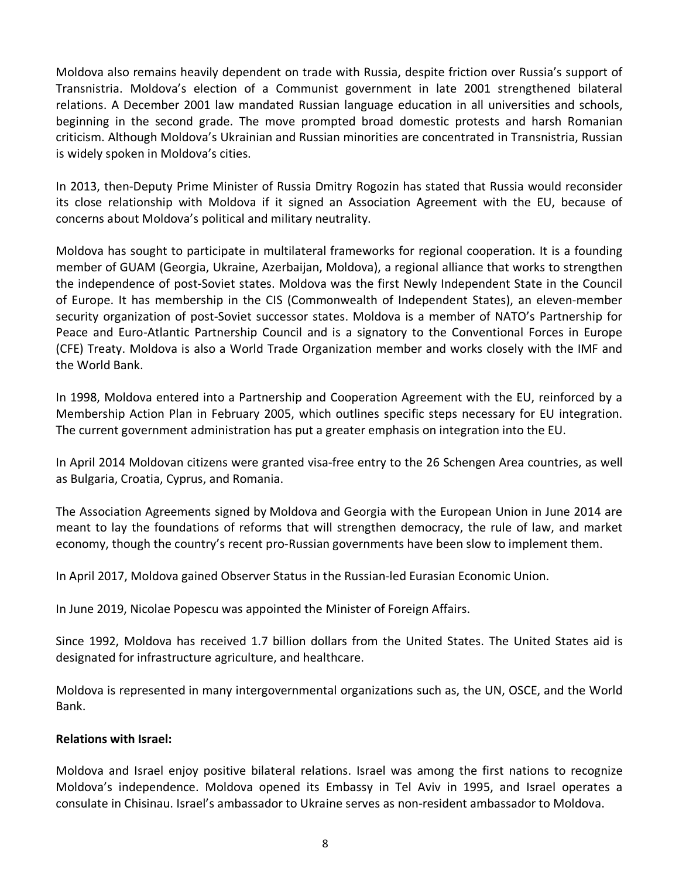Moldova also remains heavily dependent on trade with Russia, despite friction over Russia's support of Transnistria. Moldova's election of a Communist government in late 2001 strengthened bilateral relations. A December 2001 law mandated Russian language education in all universities and schools, beginning in the second grade. The move prompted broad domestic protests and harsh Romanian criticism. Although Moldova's Ukrainian and Russian minorities are concentrated in Transnistria, Russian is widely spoken in Moldova's cities.

In 2013, then-Deputy Prime Minister of Russia Dmitry Rogozin has stated that Russia would reconsider its close relationship with Moldova if it signed an Association Agreement with the EU, because of concerns about Moldova's political and military neutrality.

Moldova has sought to participate in multilateral frameworks for regional cooperation. It is a founding member of GUAM (Georgia, Ukraine, Azerbaijan, Moldova), a regional alliance that works to strengthen the independence of post-Soviet states. Moldova was the first Newly Independent State in the Council of Europe. It has membership in the CIS (Commonwealth of Independent States), an eleven-member security organization of post-Soviet successor states. Moldova is a member of NATO's Partnership for Peace and Euro-Atlantic Partnership Council and is a signatory to the Conventional Forces in Europe (CFE) Treaty. Moldova is also a World Trade Organization member and works closely with the IMF and the World Bank.

In 1998, Moldova entered into a Partnership and Cooperation Agreement with the EU, reinforced by a Membership Action Plan in February 2005, which outlines specific steps necessary for EU integration. The current government administration has put a greater emphasis on integration into the EU.

In April 2014 Moldovan citizens were granted visa-free entry to the 26 Schengen Area countries, as well as Bulgaria, Croatia, Cyprus, and Romania.

The Association Agreements signed by Moldova and Georgia with the European Union in June 2014 are meant to lay the foundations of reforms that will strengthen democracy, the rule of law, and market economy, though the country's recent pro-Russian governments have been slow to implement them.

In April 2017, Moldova gained Observer Status in the Russian-led Eurasian Economic Union.

In June 2019, Nicolae Popescu was appointed the Minister of Foreign Affairs.

Since 1992, Moldova has received 1.7 billion dollars from the United States. The United States aid is designated for infrastructure agriculture, and healthcare.

Moldova is represented in many intergovernmental organizations such as, the UN, OSCE, and the World Bank.

**Relations with Israel:**

Moldova and Israel enjoy positive bilateral relations. Israel was among the first nations to recognize Moldova's independence. Moldova opened its Embassy in Tel Aviv in 1995, and Israel operates a consulate in Chisinau. Israel's ambassador to Ukraine serves as non-resident ambassador to Moldova.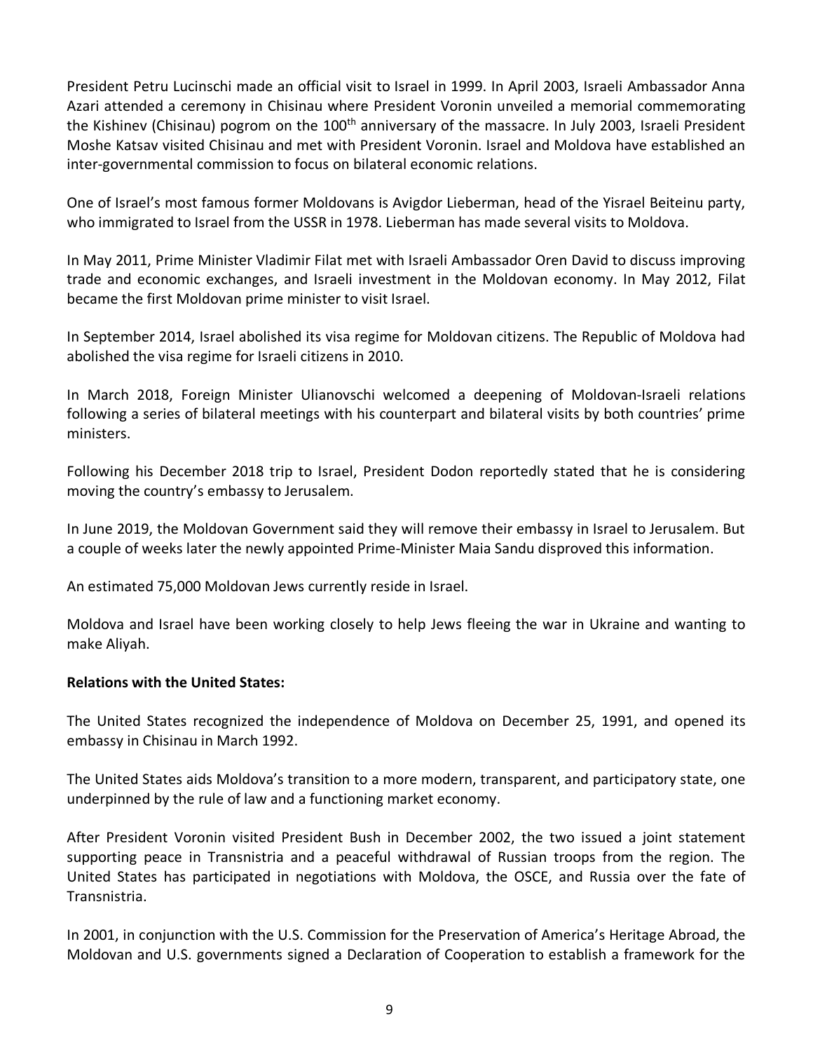President Petru Lucinschi made an official visit to Israel in 1999. In April 2003, Israeli Ambassador Anna Azari attended a ceremony in Chisinau where President Voronin unveiled a memorial commemorating the Kishinev (Chisinau) pogrom on the 100$^{th}$ anniversary of the massacre. In July 2003, Israeli President Moshe Katsav visited Chisinau and met with President Voronin. Israel and Moldova have established an inter-governmental commission to focus on bilateral economic relations.

One of Israel's most famous former Moldovans is Avigdor Lieberman, head of the Yisrael Beiteinu party, who immigrated to Israel from the USSR in 1978. Lieberman has made several visits to Moldova.

In May 2011, Prime Minister Vladimir Filat met with Israeli Ambassador Oren David to discuss improving trade and economic exchanges, and Israeli investment in the Moldovan economy. In May 2012, Filat became the first Moldovan prime minister to visit Israel.

In September 2014, Israel abolished its visa regime for Moldovan citizens. The Republic of Moldova had abolished the visa regime for Israeli citizens in 2010.

In March 2018, Foreign Minister Ulianovschi welcomed a deepening of Moldovan-Israeli relations following a series of bilateral meetings with his counterpart and bilateral visits by both countries' prime ministers.

Following his December 2018 trip to Israel, President Dodon reportedly stated that he is considering moving the country's embassy to Jerusalem.

In June 2019, the Moldovan Government said they will remove their embassy in Israel to Jerusalem. But a couple of weeks later the newly appointed Prime-Minister Maia Sandu disproved this information.

An estimated 75,000 Moldovan Jews currently reside in Israel.

Moldova and Israel have been working closely to help Jews fleeing the war in Ukraine and wanting to make Aliyah.

**Relations with the United States:**

The United States recognized the independence of Moldova on December 25, 1991, and opened its embassy in Chisinau in March 1992.

The United States aids Moldova's transition to a more modern, transparent, and participatory state, one underpinned by the rule of law and a functioning market economy.

After President Voronin visited President Bush in December 2002, the two issued a joint statement supporting peace in Transnistria and a peaceful withdrawal of Russian troops from the region. The United States has participated in negotiations with Moldova, the OSCE, and Russia over the fate of Transnistria.

In 2001, in conjunction with the U.S. Commission for the Preservation of America's Heritage Abroad, the Moldovan and U.S. governments signed a Declaration of Cooperation to establish a framework for the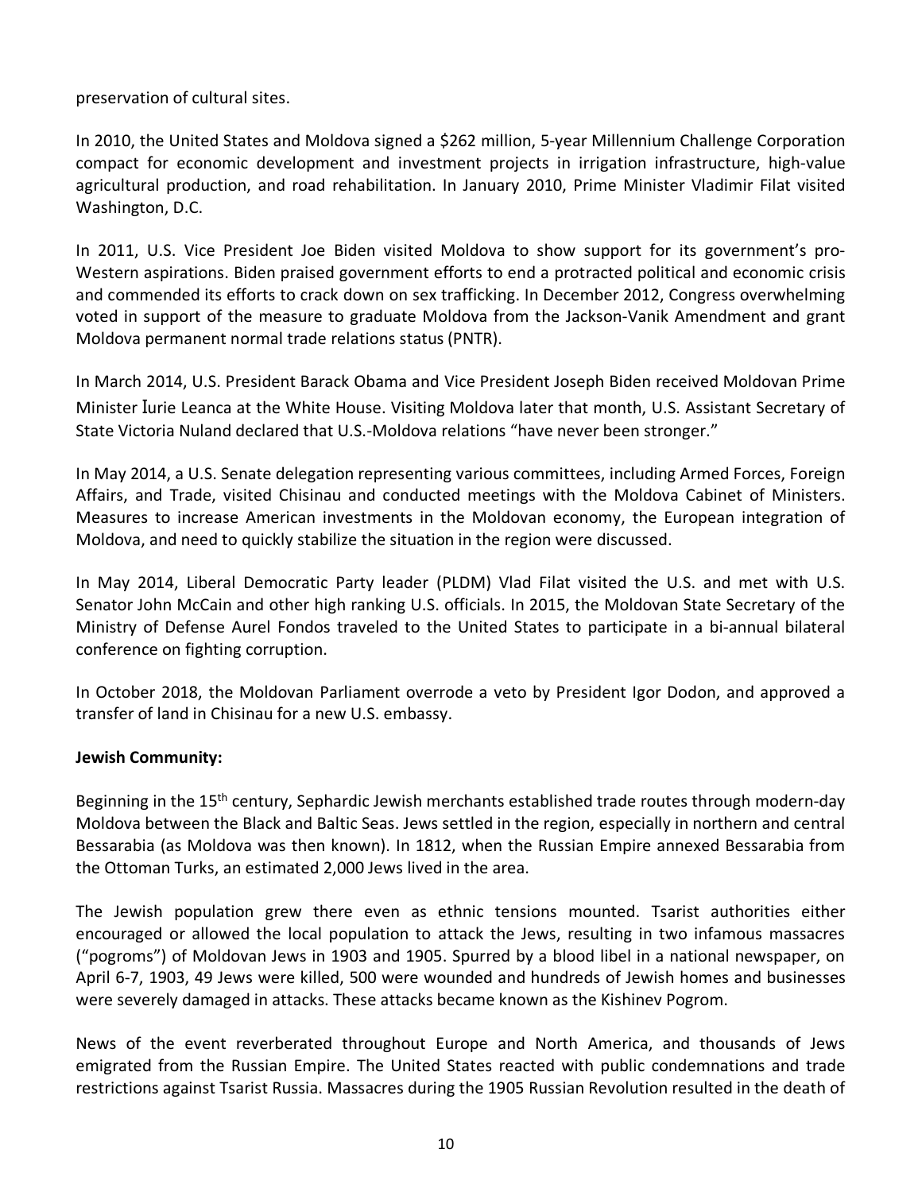preservation of cultural sites.

In 2010, the United States and Moldova signed a $262 million, 5-year Millennium Challenge Corporation compact for economic development and investment projects in irrigation infrastructure, high-value agricultural production, and road rehabilitation. In January 2010, Prime Minister Vladimir Filat visited Washington, D.C.

In 2011, U.S. Vice President Joe Biden visited Moldova to show support for its government's pro-Western aspirations. Biden praised government efforts to end a protracted political and economic crisis and commended its efforts to crack down on sex trafficking. In December 2012, Congress overwhelming voted in support of the measure to graduate Moldova from the Jackson-Vanik Amendment and grant Moldova permanent normal trade relations status (PNTR).

In March 2014, U.S. President Barack Obama and Vice President Joseph Biden received Moldovan Prime Minister Iurie Leanca at the White House. Visiting Moldova later that month, U.S. Assistant Secretary of State Victoria Nuland declared that U.S.-Moldova relations "have never been stronger."

In May 2014, a U.S. Senate delegation representing various committees, including Armed Forces, Foreign Affairs, and Trade, visited Chisinau and conducted meetings with the Moldova Cabinet of Ministers. Measures to increase American investments in the Moldovan economy, the European integration of Moldova, and need to quickly stabilize the situation in the region were discussed.

In May 2014, Liberal Democratic Party leader (PLDM) Vlad Filat visited the U.S. and met with U.S. Senator John McCain and other high ranking U.S. officials. In 2015, the Moldovan State Secretary of the Ministry of Defense Aurel Fondos traveled to the United States to participate in a bi-annual bilateral conference on fighting corruption.

In October 2018, the Moldovan Parliament overrode a veto by President Igor Dodon, and approved a transfer of land in Chisinau for a new U.S. embassy.

**Jewish Community:**

Beginning in the 15th century, Sephardic Jewish merchants established trade routes through modern-day Moldova between the Black and Baltic Seas. Jews settled in the region, especially in northern and central Bessarabia (as Moldova was then known). In 1812, when the Russian Empire annexed Bessarabia from the Ottoman Turks, an estimated 2,000 Jews lived in the area.

The Jewish population grew there even as ethnic tensions mounted. Tsarist authorities either encouraged or allowed the local population to attack the Jews, resulting in two infamous massacres ("pogroms") of Moldovan Jews in 1903 and 1905. Spurred by a blood libel in a national newspaper, on April 6-7, 1903, 49 Jews were killed, 500 were wounded and hundreds of Jewish homes and businesses were severely damaged in attacks. These attacks became known as the Kishinev Pogrom.

News of the event reverberated throughout Europe and North America, and thousands of Jews emigrated from the Russian Empire. The United States reacted with public condemnations and trade restrictions against Tsarist Russia. Massacres during the 1905 Russian Revolution resulted in the death of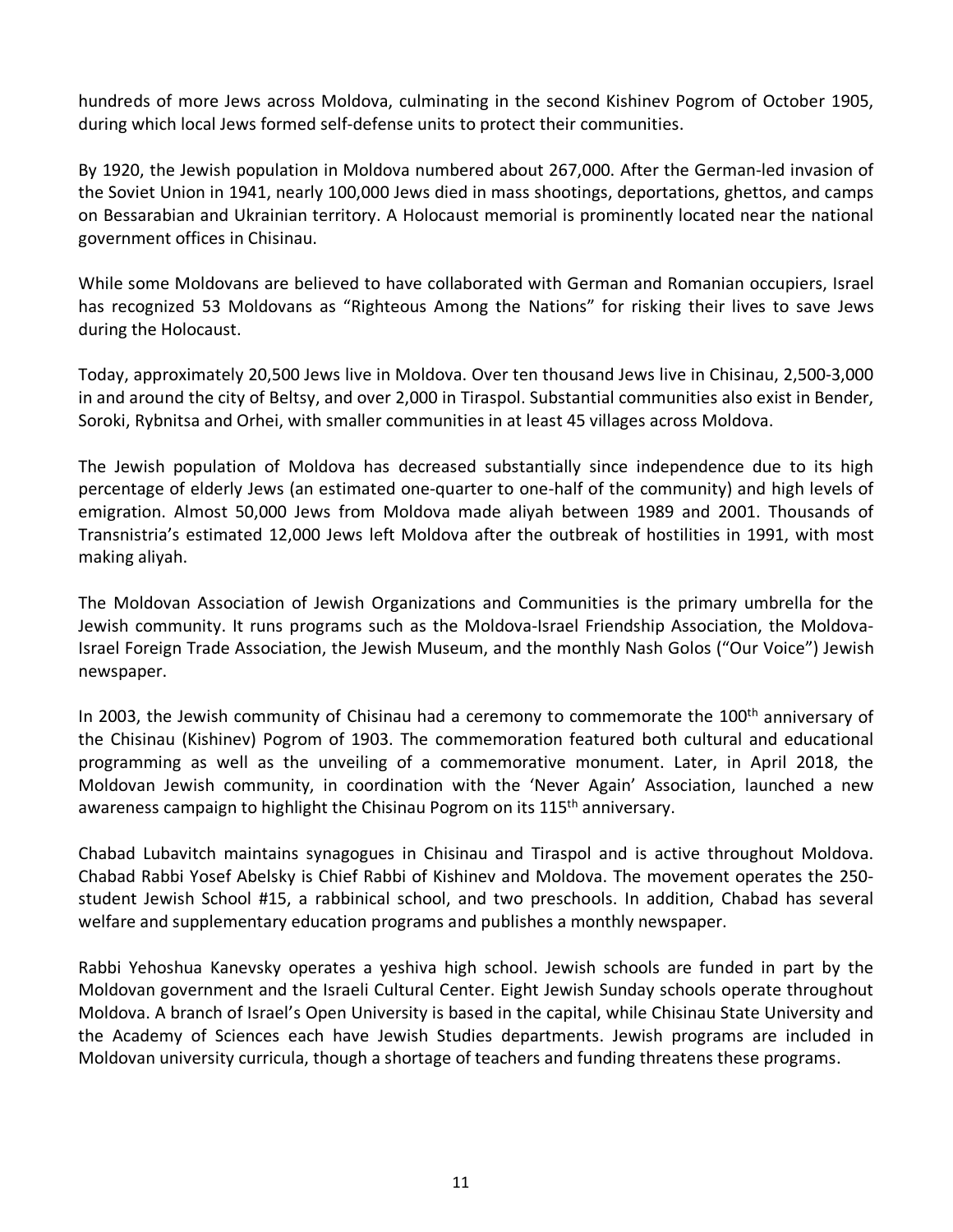hundreds of more Jews across Moldova, culminating in the second Kishinev Pogrom of October 1905, during which local Jews formed self-defense units to protect their communities.

By 1920, the Jewish population in Moldova numbered about 267,000. After the German-led invasion of the Soviet Union in 1941, nearly 100,000 Jews died in mass shootings, deportations, ghettos, and camps on Bessarabian and Ukrainian territory. A Holocaust memorial is prominently located near the national government offices in Chisinau.

While some Moldovans are believed to have collaborated with German and Romanian occupiers, Israel has recognized 53 Moldovans as "Righteous Among the Nations" for risking their lives to save Jews during the Holocaust.

Today, approximately 20,500 Jews live in Moldova. Over ten thousand Jews live in Chisinau, 2,500-3,000 in and around the city of Beltsy, and over 2,000 in Tiraspol. Substantial communities also exist in Bender, Soroki, Rybnitsa and Orhei, with smaller communities in at least 45 villages across Moldova.

The Jewish population of Moldova has decreased substantially since independence due to its high percentage of elderly Jews (an estimated one-quarter to one-half of the community) and high levels of emigration. Almost 50,000 Jews from Moldova made aliyah between 1989 and 2001. Thousands of Transnistria's estimated 12,000 Jews left Moldova after the outbreak of hostilities in 1991, with most making aliyah.

The Moldovan Association of Jewish Organizations and Communities is the primary umbrella for the Jewish community. It runs programs such as the Moldova-Israel Friendship Association, the Moldova-Israel Foreign Trade Association, the Jewish Museum, and the monthly Nash Golos ("Our Voice") Jewish newspaper.

In 2003, the Jewish community of Chisinau had a ceremony to commemorate the 100th anniversary of the Chisinau (Kishinev) Pogrom of 1903. The commemoration featured both cultural and educational programming as well as the unveiling of a commemorative monument. Later, in April 2018, the Moldovan Jewish community, in coordination with the 'Never Again' Association, launched a new awareness campaign to highlight the Chisinau Pogrom on its 115th anniversary.

Chabad Lubavitch maintains synagogues in Chisinau and Tiraspol and is active throughout Moldova. Chabad Rabbi Yosef Abelsky is Chief Rabbi of Kishinev and Moldova. The movement operates the 250-student Jewish School #15, a rabbinical school, and two preschools. In addition, Chabad has several welfare and supplementary education programs and publishes a monthly newspaper.

Rabbi Yehoshua Kanevsky operates a yeshiva high school. Jewish schools are funded in part by the Moldovan government and the Israeli Cultural Center. Eight Jewish Sunday schools operate throughout Moldova. A branch of Israel's Open University is based in the capital, while Chisinau State University and the Academy of Sciences each have Jewish Studies departments. Jewish programs are included in Moldovan university curricula, though a shortage of teachers and funding threatens these programs.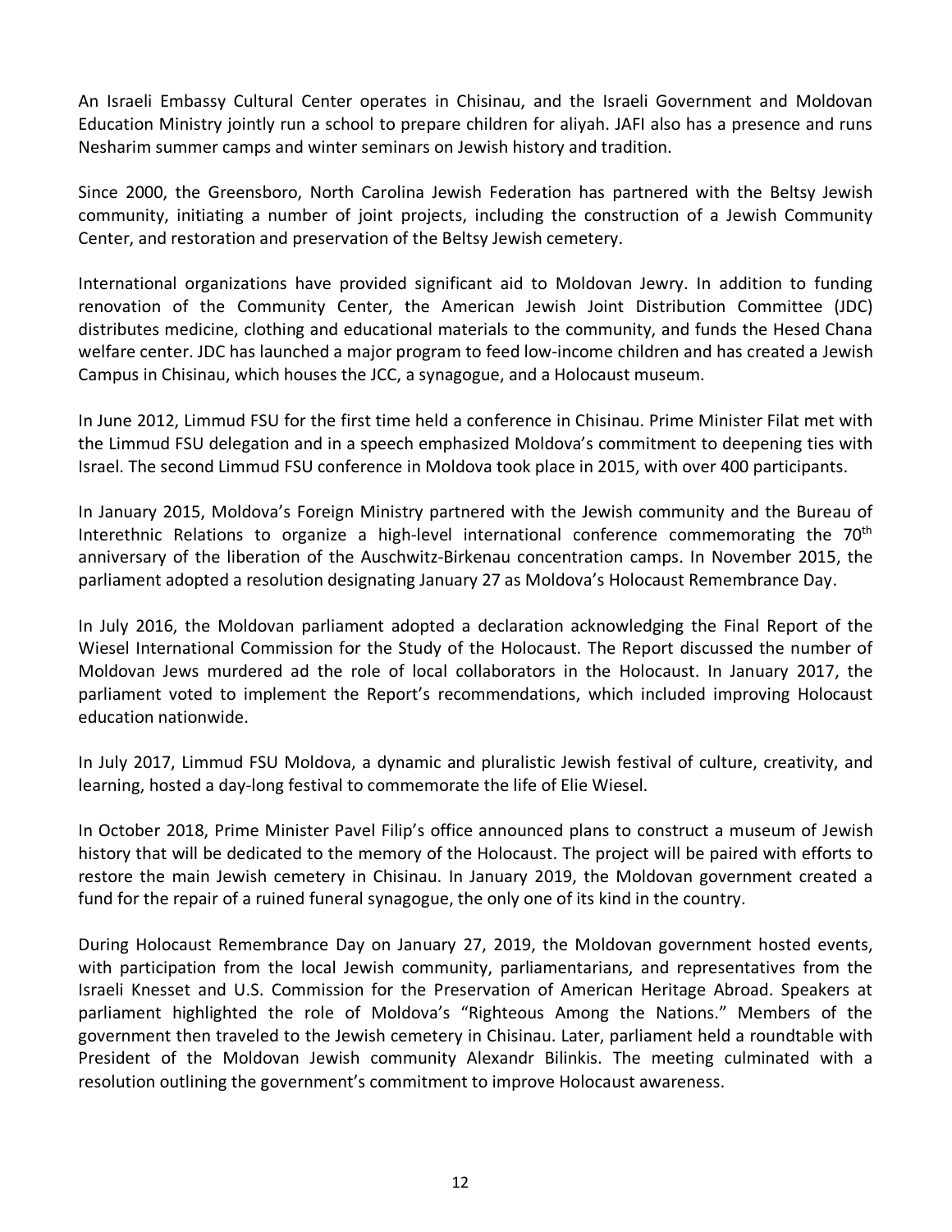An Israeli Embassy Cultural Center operates in Chisinau, and the Israeli Government and Moldovan Education Ministry jointly run a school to prepare children for aliyah. JAFI also has a presence and runs Nesharim summer camps and winter seminars on Jewish history and tradition.

Since 2000, the Greensboro, North Carolina Jewish Federation has partnered with the Beltsy Jewish community, initiating a number of joint projects, including the construction of a Jewish Community Center, and restoration and preservation of the Beltsy Jewish cemetery.

International organizations have provided significant aid to Moldovan Jewry. In addition to funding renovation of the Community Center, the American Jewish Joint Distribution Committee (JDC) distributes medicine, clothing and educational materials to the community, and funds the Hesed Chana welfare center. JDC has launched a major program to feed low-income children and has created a Jewish Campus in Chisinau, which houses the JCC, a synagogue, and a Holocaust museum.

In June 2012, Limmud FSU for the first time held a conference in Chisinau. Prime Minister Filat met with the Limmud FSU delegation and in a speech emphasized Moldova's commitment to deepening ties with Israel. The second Limmud FSU conference in Moldova took place in 2015, with over 400 participants.

In January 2015, Moldova's Foreign Ministry partnered with the Jewish community and the Bureau of Interethnic Relations to organize a high-level international conference commemorating the 70th anniversary of the liberation of the Auschwitz-Birkenau concentration camps. In November 2015, the parliament adopted a resolution designating January 27 as Moldova's Holocaust Remembrance Day.

In July 2016, the Moldovan parliament adopted a declaration acknowledging the Final Report of the Wiesel International Commission for the Study of the Holocaust. The Report discussed the number of Moldovan Jews murdered ad the role of local collaborators in the Holocaust. In January 2017, the parliament voted to implement the Report's recommendations, which included improving Holocaust education nationwide.

In July 2017, Limmud FSU Moldova, a dynamic and pluralistic Jewish festival of culture, creativity, and learning, hosted a day-long festival to commemorate the life of Elie Wiesel.

In October 2018, Prime Minister Pavel Filip's office announced plans to construct a museum of Jewish history that will be dedicated to the memory of the Holocaust. The project will be paired with efforts to restore the main Jewish cemetery in Chisinau. In January 2019, the Moldovan government created a fund for the repair of a ruined funeral synagogue, the only one of its kind in the country.

During Holocaust Remembrance Day on January 27, 2019, the Moldovan government hosted events, with participation from the local Jewish community, parliamentarians, and representatives from the Israeli Knesset and U.S. Commission for the Preservation of American Heritage Abroad. Speakers at parliament highlighted the role of Moldova's "Righteous Among the Nations." Members of the government then traveled to the Jewish cemetery in Chisinau. Later, parliament held a roundtable with President of the Moldovan Jewish community Alexandr Bilinkis. The meeting culminated with a resolution outlining the government's commitment to improve Holocaust awareness.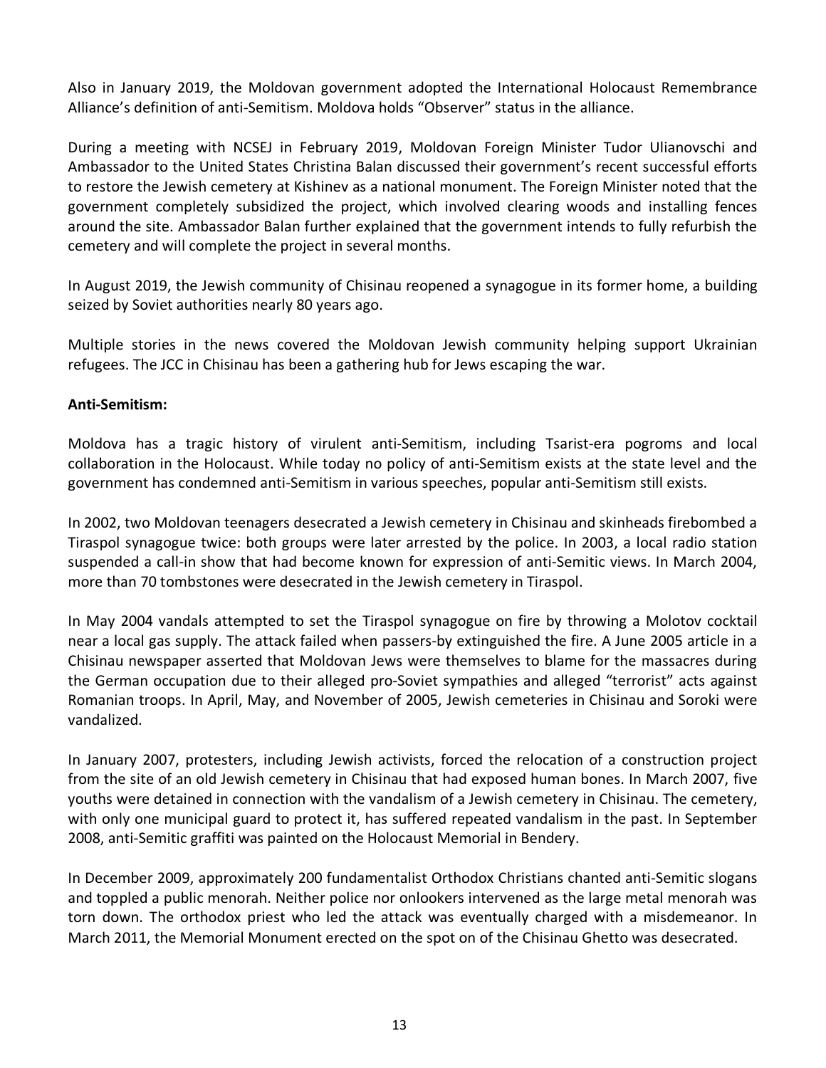Also in January 2019, the Moldovan government adopted the International Holocaust Remembrance Alliance's definition of anti-Semitism. Moldova holds "Observer" status in the alliance.

During a meeting with NCSEJ in February 2019, Moldovan Foreign Minister Tudor Ulianovschi and Ambassador to the United States Christina Balan discussed their government's recent successful efforts to restore the Jewish cemetery at Kishinev as a national monument. The Foreign Minister noted that the government completely subsidized the project, which involved clearing woods and installing fences around the site. Ambassador Balan further explained that the government intends to fully refurbish the cemetery and will complete the project in several months.

In August 2019, the Jewish community of Chisinau reopened a synagogue in its former home, a building seized by Soviet authorities nearly 80 years ago.

Multiple stories in the news covered the Moldovan Jewish community helping support Ukrainian refugees. The JCC in Chisinau has been a gathering hub for Jews escaping the war.

**Anti-Semitism:**

Moldova has a tragic history of virulent anti-Semitism, including Tsarist-era pogroms and local collaboration in the Holocaust. While today no policy of anti-Semitism exists at the state level and the government has condemned anti-Semitism in various speeches, popular anti-Semitism still exists.

In 2002, two Moldovan teenagers desecrated a Jewish cemetery in Chisinau and skinheads firebombed a Tiraspol synagogue twice: both groups were later arrested by the police. In 2003, a local radio station suspended a call-in show that had become known for expression of anti-Semitic views. In March 2004, more than 70 tombstones were desecrated in the Jewish cemetery in Tiraspol.

In May 2004 vandals attempted to set the Tiraspol synagogue on fire by throwing a Molotov cocktail near a local gas supply. The attack failed when passers-by extinguished the fire. A June 2005 article in a Chisinau newspaper asserted that Moldovan Jews were themselves to blame for the massacres during the German occupation due to their alleged pro-Soviet sympathies and alleged "terrorist" acts against Romanian troops. In April, May, and November of 2005, Jewish cemeteries in Chisinau and Soroki were vandalized.

In January 2007, protesters, including Jewish activists, forced the relocation of a construction project from the site of an old Jewish cemetery in Chisinau that had exposed human bones. In March 2007, five youths were detained in connection with the vandalism of a Jewish cemetery in Chisinau. The cemetery, with only one municipal guard to protect it, has suffered repeated vandalism in the past. In September 2008, anti-Semitic graffiti was painted on the Holocaust Memorial in Bendery.

In December 2009, approximately 200 fundamentalist Orthodox Christians chanted anti-Semitic slogans and toppled a public menorah. Neither police nor onlookers intervened as the large metal menorah was torn down. The orthodox priest who led the attack was eventually charged with a misdemeanor. In March 2011, the Memorial Monument erected on the spot on of the Chisinau Ghetto was desecrated.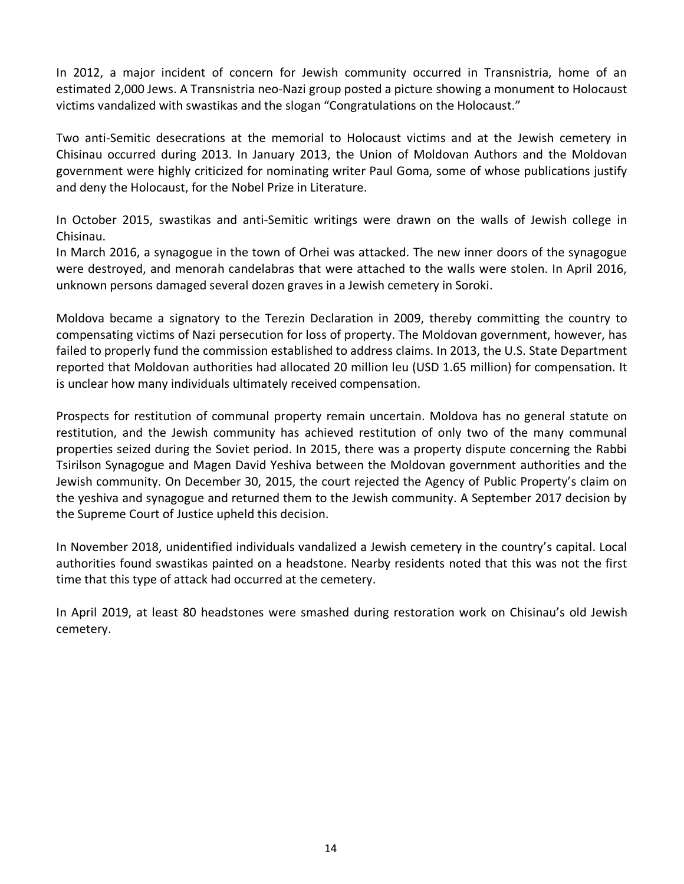In 2012, a major incident of concern for Jewish community occurred in Transnistria, home of an estimated 2,000 Jews. A Transnistria neo-Nazi group posted a picture showing a monument to Holocaust victims vandalized with swastikas and the slogan "Congratulations on the Holocaust."

Two anti-Semitic desecrations at the memorial to Holocaust victims and at the Jewish cemetery in Chisinau occurred during 2013. In January 2013, the Union of Moldovan Authors and the Moldovan government were highly criticized for nominating writer Paul Goma, some of whose publications justify and deny the Holocaust, for the Nobel Prize in Literature.

In October 2015, swastikas and anti-Semitic writings were drawn on the walls of Jewish college in Chisinau.

In March 2016, a synagogue in the town of Orhei was attacked. The new inner doors of the synagogue were destroyed, and menorah candelabras that were attached to the walls were stolen. In April 2016, unknown persons damaged several dozen graves in a Jewish cemetery in Soroki.

Moldova became a signatory to the Terezin Declaration in 2009, thereby committing the country to compensating victims of Nazi persecution for loss of property. The Moldovan government, however, has failed to properly fund the commission established to address claims. In 2013, the U.S. State Department reported that Moldovan authorities had allocated 20 million leu (USD 1.65 million) for compensation. It is unclear how many individuals ultimately received compensation.

Prospects for restitution of communal property remain uncertain. Moldova has no general statute on restitution, and the Jewish community has achieved restitution of only two of the many communal properties seized during the Soviet period. In 2015, there was a property dispute concerning the Rabbi Tsirilson Synagogue and Magen David Yeshiva between the Moldovan government authorities and the Jewish community. On December 30, 2015, the court rejected the Agency of Public Property's claim on the yeshiva and synagogue and returned them to the Jewish community. A September 2017 decision by the Supreme Court of Justice upheld this decision.

In November 2018, unidentified individuals vandalized a Jewish cemetery in the country's capital. Local authorities found swastikas painted on a headstone. Nearby residents noted that this was not the first time that this type of attack had occurred at the cemetery.

In April 2019, at least 80 headstones were smashed during restoration work on Chisinau's old Jewish cemetery.